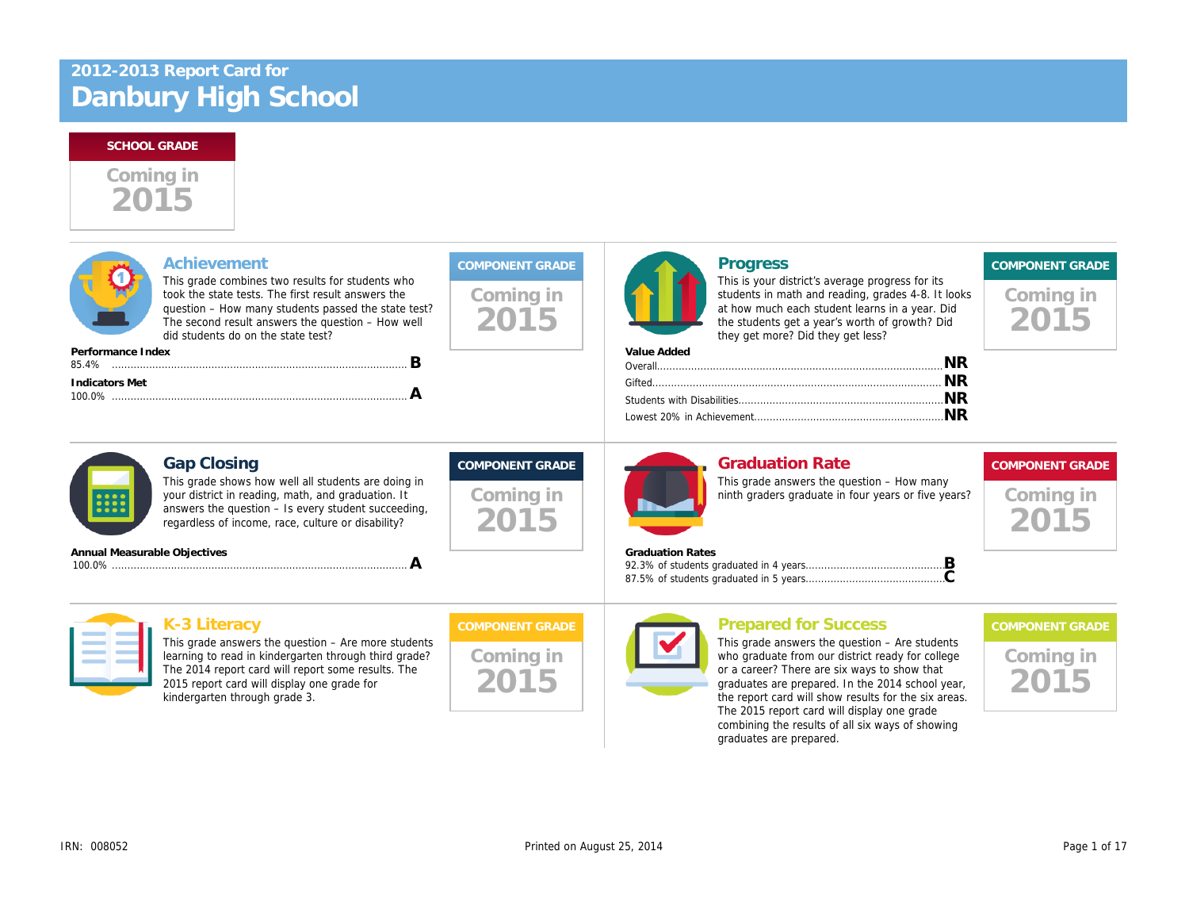## 2012-2013 Report Card for

# Danbury High School

**SCHOOL GRADE**

Coming in 2015

### Achievement

This grade combines two results for students who took the state tests. The first result answers the question – How many students passed the state test? The second result answers the question – How well did students do on the state test?

**COMPONENT GRADE**

Coming in 2015

**Performance Index**

85.4% ........ **B**

**Indicators Met**

100.0% ........ **A**

### Progress

This is your district's average progress for its students in math and reading, grades 4-8. It looks at how much each student learns in a year. Did the students get a year's worth of growth? Did they get more? Did they get less?

**COMPONENT GRADE**

Coming in 2015

**Value Added**

Overall........ **NR**

Gifted........ **NR**

Students with Disabilities........ **NR**

Lowest 20% in Achievement........ **NR**

### Gap Closing

This grade shows how well all students are doing in your district in reading, math, and graduation. It answers the question – Is every student succeeding, regardless of income, race, culture or disability?

**COMPONENT GRADE**

Coming in 2015

**Annual Measurable Objectives**

100.0% ........ **A**

### Graduation Rate

This grade answers the question – How many ninth graders graduate in four years or five years?

**COMPONENT GRADE**

Coming in 2015

**Graduation Rates**

92.3% of students graduated in 4 years........ **B**

87.5% of students graduated in 5 years........ **C**

### K-3 Literacy

This grade answers the question – Are more students learning to read in kindergarten through third grade? The 2014 report card will report some results. The 2015 report card will display one grade for kindergarten through grade 3.

**COMPONENT GRADE**

Coming in 2015

### Prepared for Success

This grade answers the question – Are students who graduate from our district ready for college or a career? There are six ways to show that graduates are prepared. In the 2014 school year, the report card will show results for the six areas. The 2015 report card will display one grade combining the results of all six ways of showing graduates are prepared.

**COMPONENT GRADE**

Coming in 2015

IRN: 008052

Printed on August 25, 2014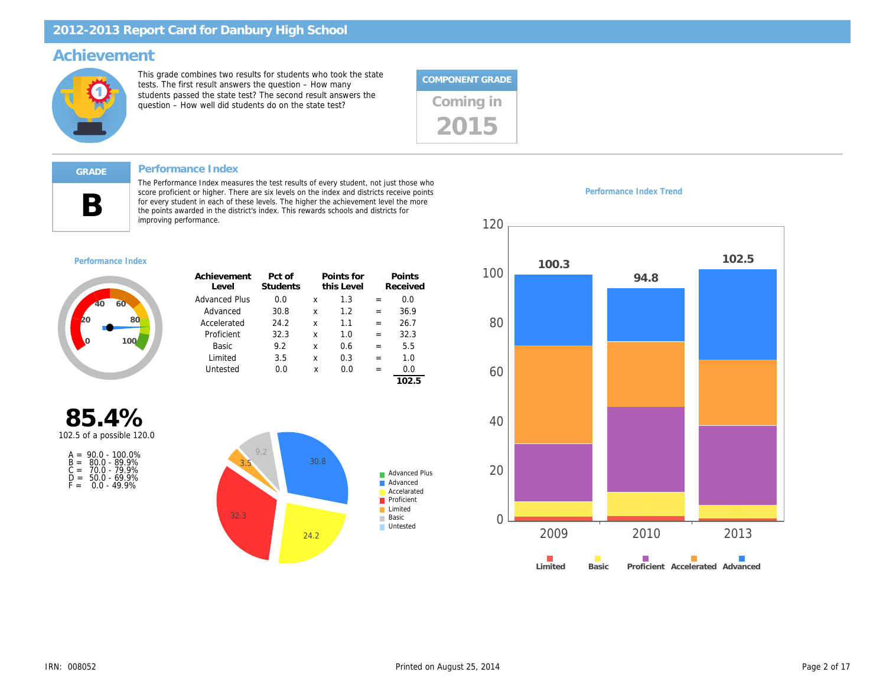# 2012-2013 Report Card for Danbury High School

## Achievement

This grade combines two results for students who took the state tests. The first result answers the question – How many students passed the state test? The second result answers the question – How well did students do on the state test?

**COMPONENT GRADE**

Coming in 2015

---

**GRADE**

# B

### Performance Index

The Performance Index measures the test results of every student, not just those who score proficient or higher. There are six levels on the index and districts receive points for every student in each of these levels. The higher the achievement level the more the points awarded in the district's index. This rewards schools and districts for improving performance.

**Performance Index**

| Achievement Level | Pct of Students | | Points for this Level | | Points Received |
|---|---|---|---|---|---|
| Advanced Plus | 0.0 | x | 1.3 | = | 0.0 |
| Advanced | 30.8 | x | 1.2 | = | 36.9 |
| Accelerated | 24.2 | x | 1.1 | = | 26.7 |
| Proficient | 32.3 | x | 1.0 | = | 32.3 |
| Basic | 9.2 | x | 0.6 | = | 5.5 |
| Limited | 3.5 | x | 0.3 | = | 1.0 |
| Untested | 0.0 | x | 0.0 | = | 0.0 |
| | | | | | **102.5** |

**85.4%**

102.5 of a possible 120.0

A = 90.0 - 100.0%
B = 80.0 - 89.9%
C = 70.0 - 79.9%
D = 50.0 - 69.9%
F = 0.0 - 49.9%

**Performance Index Trend**

| Year | Performance Index |
|---|---|
| 2009 | 100.3 |
| 2010 | 94.8 |
| 2013 | 102.5 |

Limited, Basic, Proficient, Accelerated, Advanced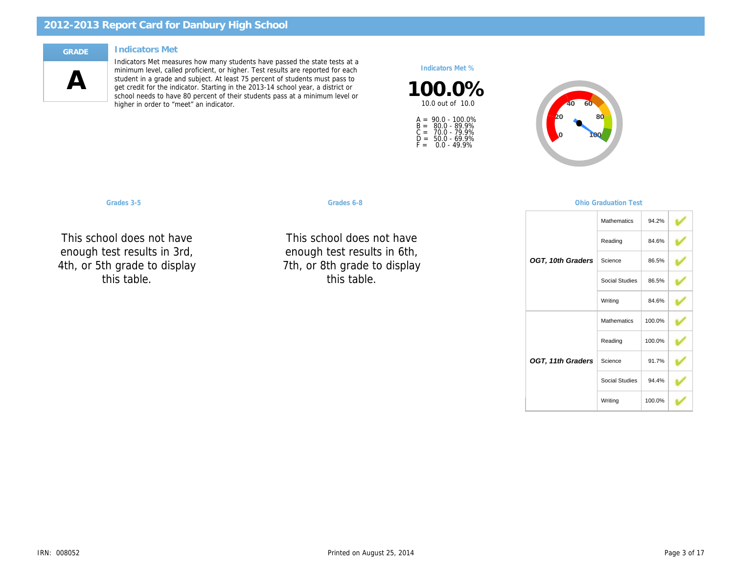# 2012-2013 Report Card for Danbury High School

**GRADE**

**A**

## Indicators Met

Indicators Met measures how many students have passed the state tests at a minimum level, called proficient, or higher. Test results are reported for each student in a grade and subject. At least 75 percent of students must pass to get credit for the indicator. Starting in the 2013-14 school year, a district or school needs to have 80 percent of their students pass at a minimum level or higher in order to "meet" an indicator.

**Indicators Met %**

**100.0%**

10.0 out of 10.0

A = 90.0 - 100.0%
B = 80.0 - 89.9%
C = 70.0 - 79.9%
D = 50.0 - 69.9%
F = 0.0 - 49.9%

### Grades 3-5

This school does not have enough test results in 3rd, 4th, or 5th grade to display this table.

### Grades 6-8

This school does not have enough test results in 6th, 7th, or 8th grade to display this table.

### Ohio Graduation Test

| | Subject | % | Met |
|---|---|---|---|
| ***OGT, 10th Graders*** | Mathematics | 94.2% | ✔ |
| | Reading | 84.6% | ✔ |
| | Science | 86.5% | ✔ |
| | Social Studies | 86.5% | ✔ |
| | Writing | 84.6% | ✔ |
| ***OGT, 11th Graders*** | Mathematics | 100.0% | ✔ |
| | Reading | 100.0% | ✔ |
| | Science | 91.7% | ✔ |
| | Social Studies | 94.4% | ✔ |
| | Writing | 100.0% | ✔ |

IRN: 008052

Printed on August 25, 2014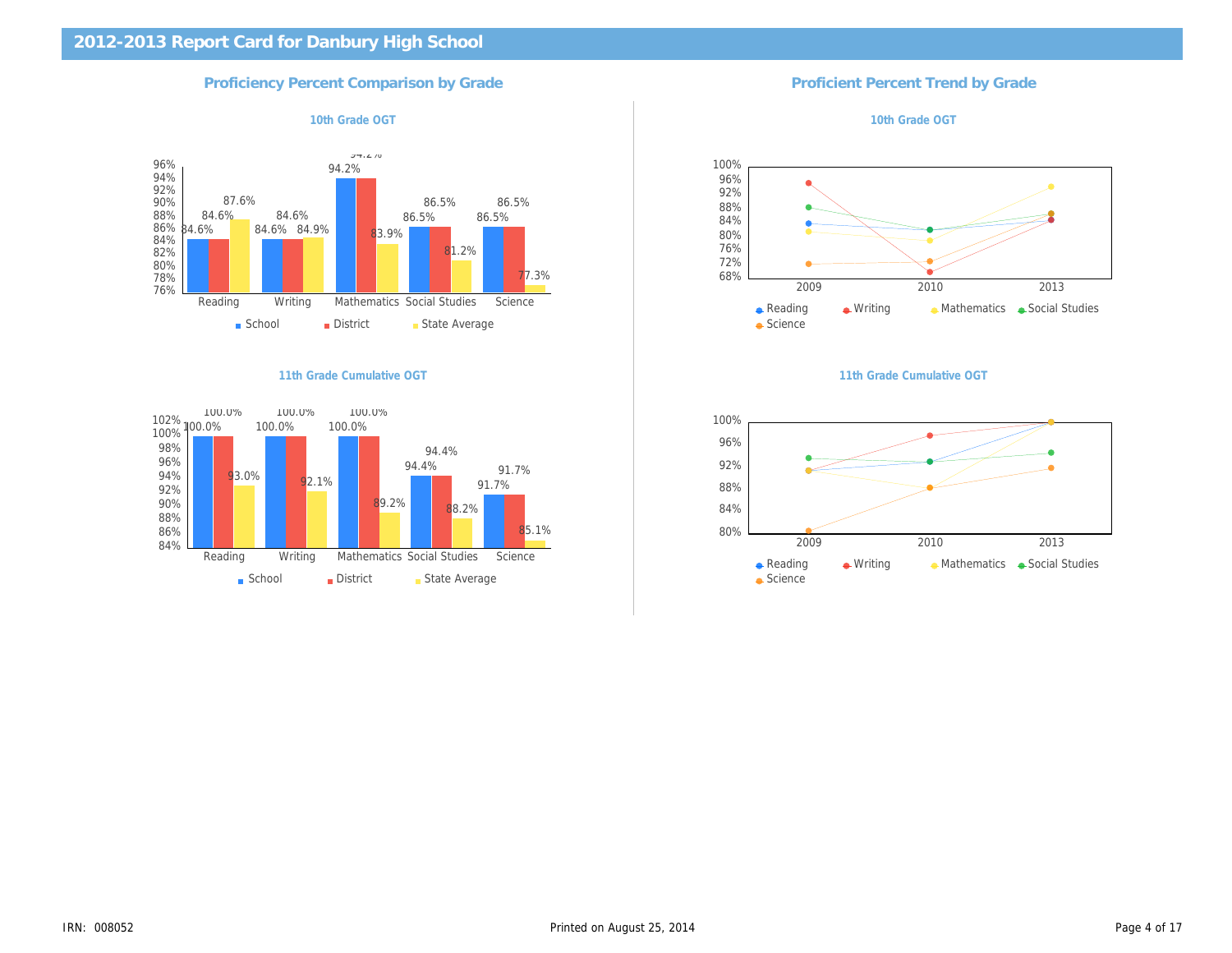# 2012-2013 Report Card for Danbury High School

## Proficiency Percent Comparison by Grade

### 10th Grade OGT

| | Reading | Writing | Mathematics | Social Studies | Science |
|---|---|---|---|---|---|
| School | 84.6% | 84.6% | 94.2% | 86.5% | 86.5% |
| District | 84.6% | 84.6% | 94.2% | 86.5% | 86.5% |
| State Average | 87.6% | 84.9% | 83.9% | 81.2% | 77.3% |

### 11th Grade Cumulative OGT

| | Reading | Writing | Mathematics | Social Studies | Science |
|---|---|---|---|---|---|
| School | 100.0% | 100.0% | 100.0% | 94.4% | 91.7% |
| District | 100.0% | 100.0% | 100.0% | 94.4% | 91.7% |
| State Average | 93.0% | 92.1% | 89.2% | 88.2% | 85.1% |

## Proficient Percent Trend by Grade

### 10th Grade OGT

Legend: Reading, Writing, Mathematics, Social Studies, Science (years 2009, 2010, 2013)

### 11th Grade Cumulative OGT

Legend: Reading, Writing, Mathematics, Social Studies, Science (years 2009, 2010, 2013)

IRN: 008052

Printed on August 25, 2014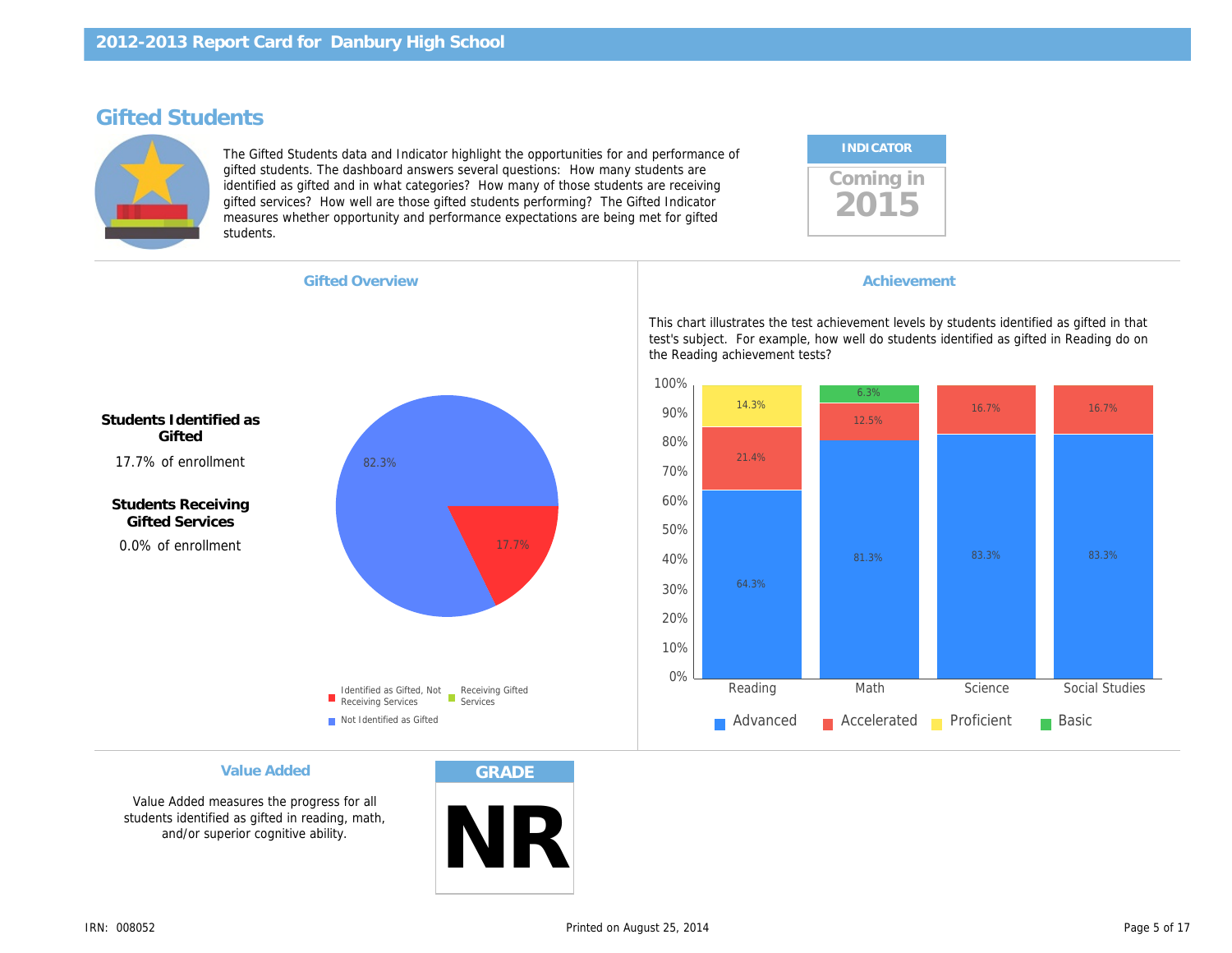# 2012-2013 Report Card for Danbury High School

## Gifted Students

The Gifted Students data and Indicator highlight the opportunities for and performance of gifted students. The dashboard answers several questions: How many students are identified as gifted and in what categories? How many of those students are receiving gifted services? How well are those gifted students performing? The Gifted Indicator measures whether opportunity and performance expectations are being met for gifted students.

**INDICATOR**

Coming in **2015**

### Gifted Overview

**Students Identified as Gifted**

17.7% of enrollment

**Students Receiving Gifted Services**

0.0% of enrollment

| Category | Percent |
|---|---|
| Identified as Gifted, Not Receiving Services | 17.7% |
| Receiving Gifted Services | |
| Not Identified as Gifted | 82.3% |

### Achievement

This chart illustrates the test achievement levels by students identified as gifted in that test's subject. For example, how well do students identified as gifted in Reading do on the Reading achievement tests?

| Subject | Advanced | Accelerated | Proficient | Basic |
|---|---|---|---|---|
| Reading | 64.3% | 21.4% | 14.3% | |
| Math | 81.3% | 12.5% | | 6.3% |
| Science | 83.3% | 16.7% | | |
| Social Studies | 83.3% | 16.7% | | |

### Value Added

Value Added measures the progress for all students identified as gifted in reading, math, and/or superior cognitive ability.

**GRADE**

**NR**

IRN: 008052

Printed on August 25, 2014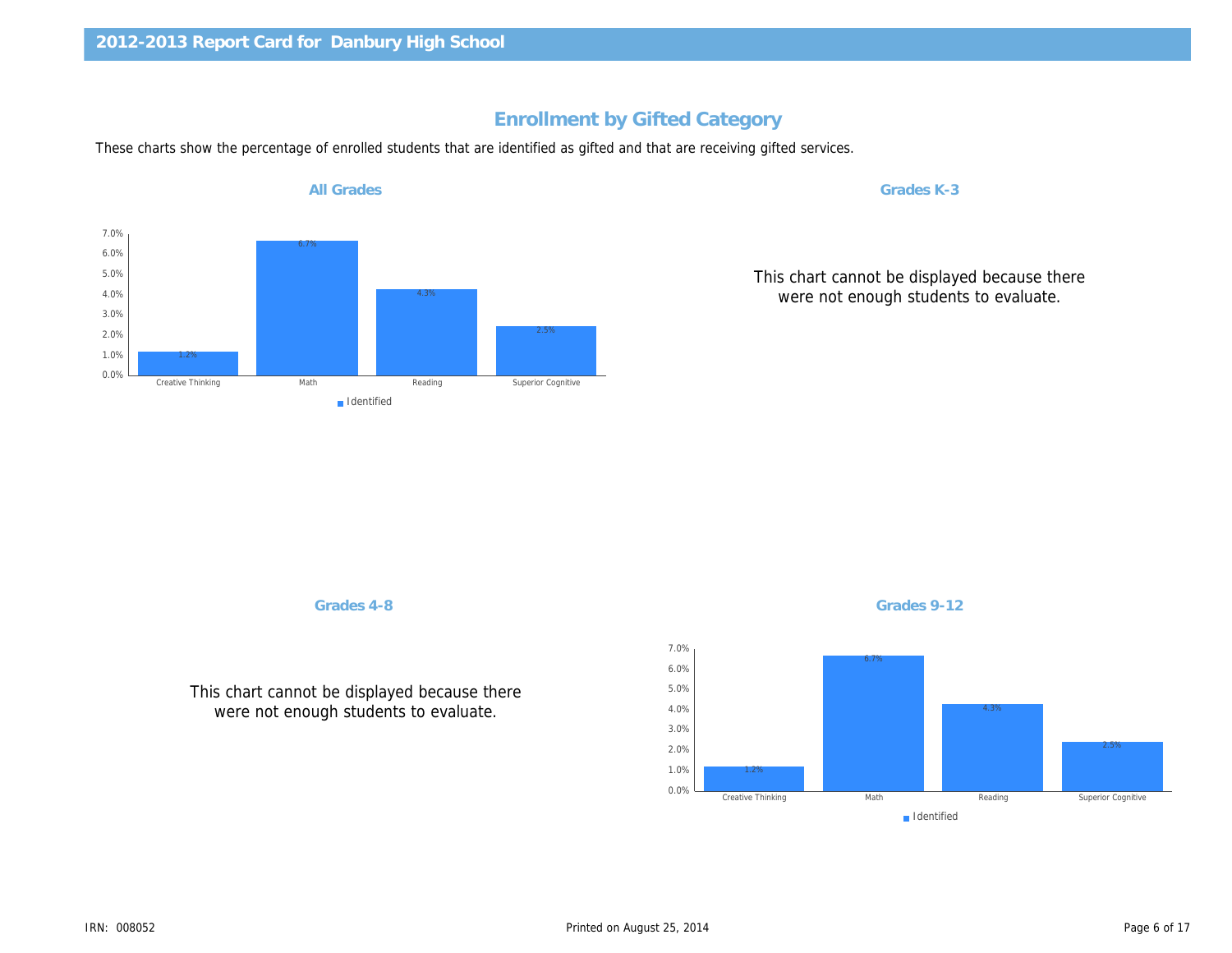## 2012-2013 Report Card for Danbury High School

# Enrollment by Gifted Category

These charts show the percentage of enrolled students that are identified as gifted and that are receiving gifted services.

### All Grades

| Category | Identified |
| --- | --- |
| Creative Thinking | 1.2% |
| Math | 6.7% |
| Reading | 4.3% |
| Superior Cognitive | 2.5% |

### Grades K-3

This chart cannot be displayed because there were not enough students to evaluate.

### Grades 4-8

This chart cannot be displayed because there were not enough students to evaluate.

### Grades 9-12

| Category | Identified |
| --- | --- |
| Creative Thinking | 1.2% |
| Math | 6.7% |
| Reading | 4.3% |
| Superior Cognitive | 2.5% |

IRN: 008052

Printed on August 25, 2014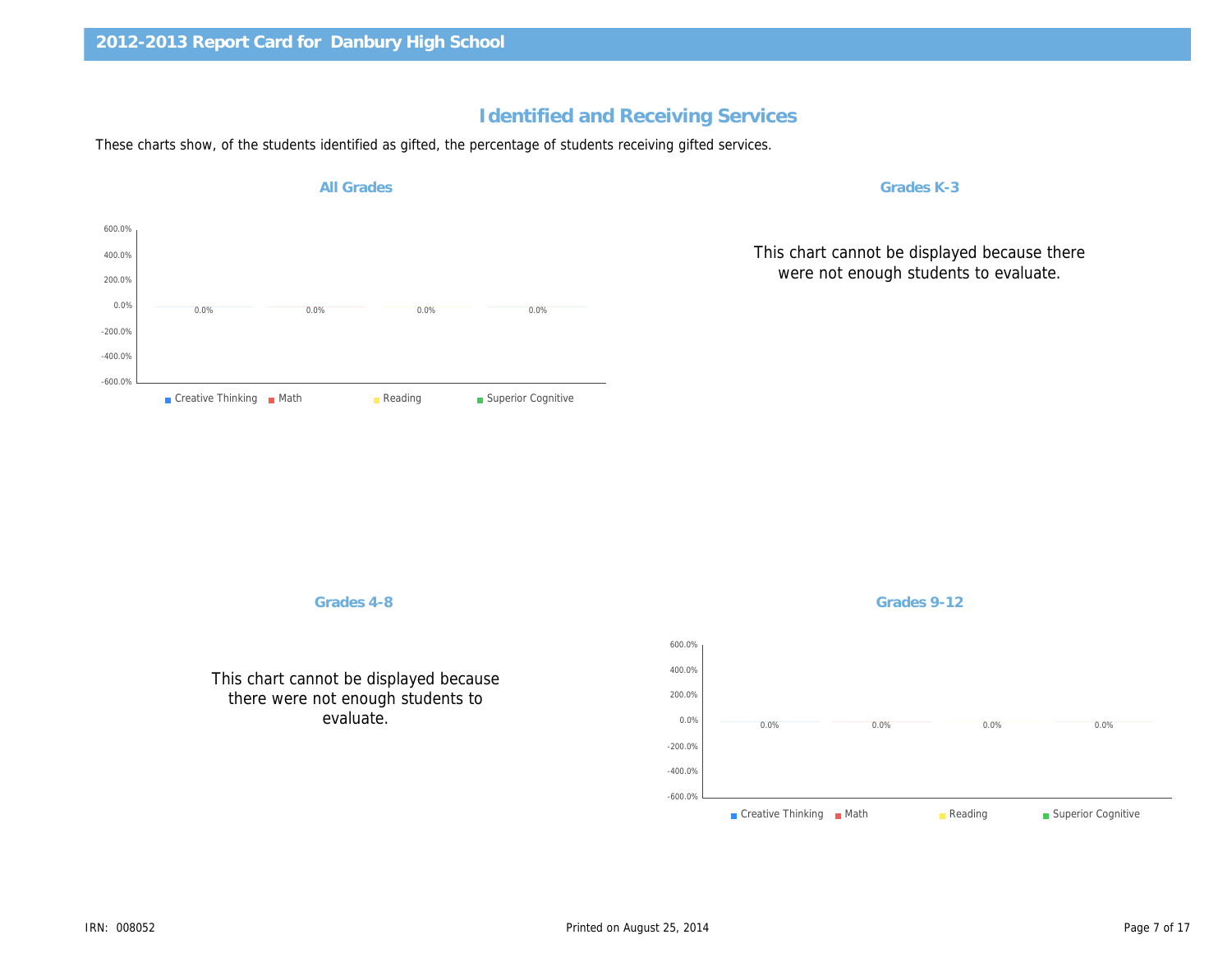## 2012-2013 Report Card for Danbury High School

# Identified and Receiving Services

These charts show, of the students identified as gifted, the percentage of students receiving gifted services.

### All Grades

| Creative Thinking | Math | Reading | Superior Cognitive |
|---|---|---|---|
| 0.0% | 0.0% | 0.0% | 0.0% |

### Grades K-3

This chart cannot be displayed because there were not enough students to evaluate.

### Grades 4-8

This chart cannot be displayed because there were not enough students to evaluate.

### Grades 9-12

| Creative Thinking | Math | Reading | Superior Cognitive |
|---|---|---|---|
| 0.0% | 0.0% | 0.0% | 0.0% |

IRN: 008052 Printed on August 25, 2014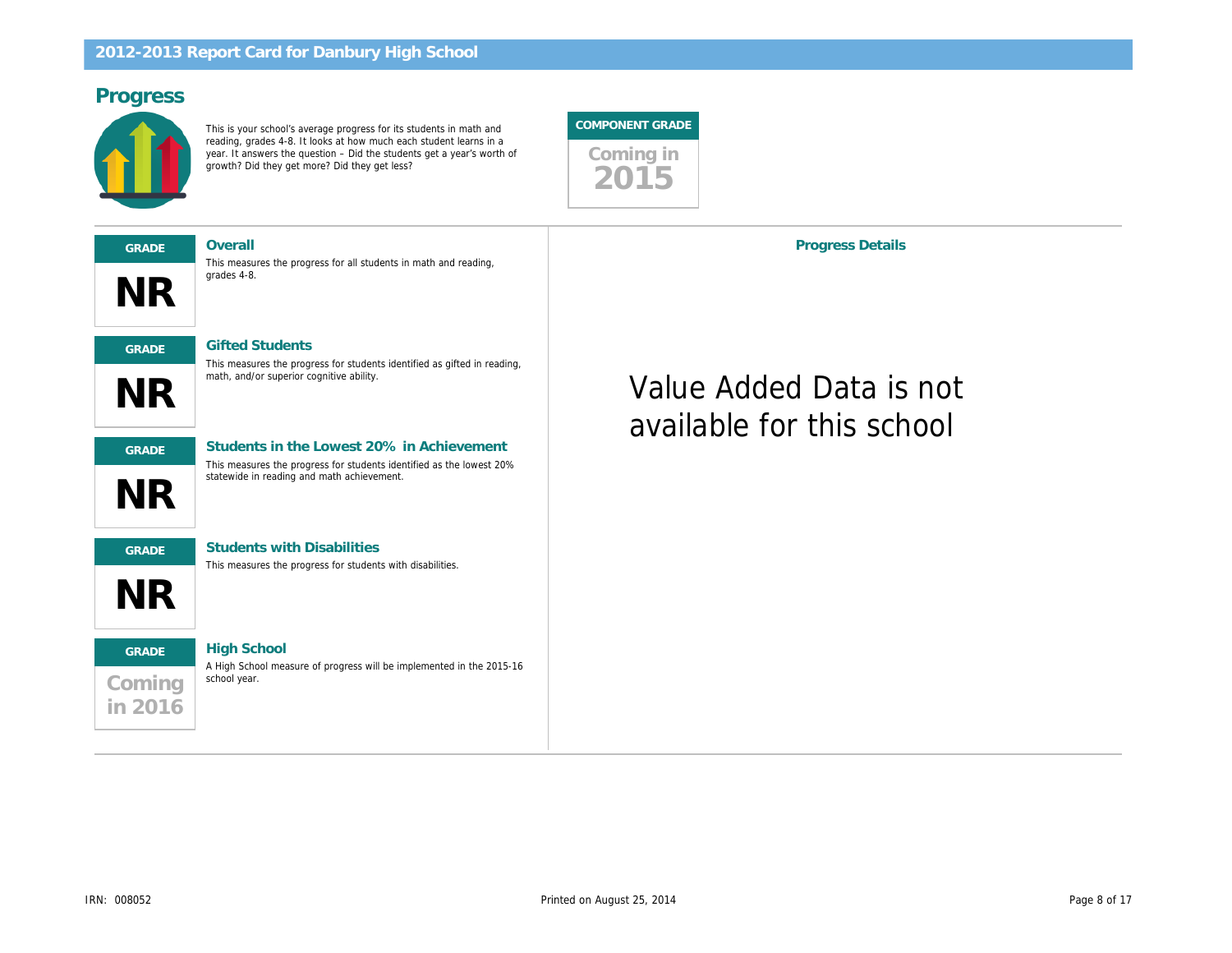## Progress

This is your school's average progress for its students in math and reading, grades 4-8. It looks at how much each student learns in a year. It answers the question – Did the students get a year's worth of growth? Did they get more? Did they get less?

**COMPONENT GRADE**

Coming in 2015

---

**GRADE**

**NR**

### Overall

This measures the progress for all students in math and reading, grades 4-8.

**GRADE**

**NR**

### Gifted Students

This measures the progress for students identified as gifted in reading, math, and/or superior cognitive ability.

**GRADE**

**NR**

### Students in the Lowest 20% in Achievement

This measures the progress for students identified as the lowest 20% statewide in reading and math achievement.

**GRADE**

**NR**

### Students with Disabilities

This measures the progress for students with disabilities.

**GRADE**

Coming in 2016

### High School

A High School measure of progress will be implemented in the 2015-16 school year.

### Progress Details

Value Added Data is not available for this school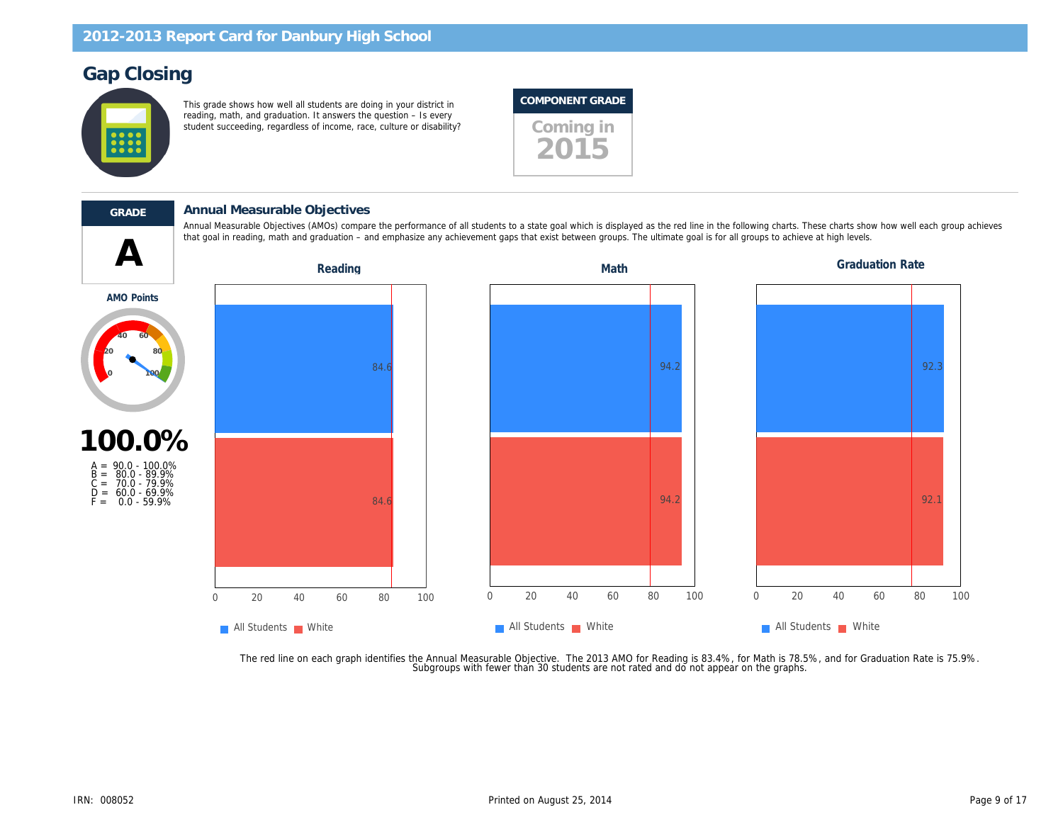## 2012-2013 Report Card for Danbury High School

# Gap Closing

This grade shows how well all students are doing in your district in reading, math, and graduation. It answers the question – Is every student succeeding, regardless of income, race, culture or disability?

**COMPONENT GRADE**

Coming in 2015

**GRADE**

**A**

**AMO Points**

**100.0%**

A = 90.0 - 100.0%
B = 80.0 - 89.9%
C = 70.0 - 79.9%
D = 60.0 - 69.9%
F = 0.0 - 59.9%

### Annual Measurable Objectives

Annual Measurable Objectives (AMOs) compare the performance of all students to a state goal which is displayed as the red line in the following charts. These charts show how well each group achieves that goal in reading, math and graduation – and emphasize any achievement gaps that exist between groups. The ultimate goal is for all groups to achieve at high levels.

| | Reading | Math | Graduation Rate |
|---|---|---|---|
| All Students | 84.6 | 94.2 | 92.3 |
| White | 84.6 | 94.2 | 92.1 |

The red line on each graph identifies the Annual Measurable Objective. The 2013 AMO for Reading is 83.4%, for Math is 78.5%, and for Graduation Rate is 75.9%. Subgroups with fewer than 30 students are not rated and do not appear on the graphs.

IRN: 008052

Printed on August 25, 2014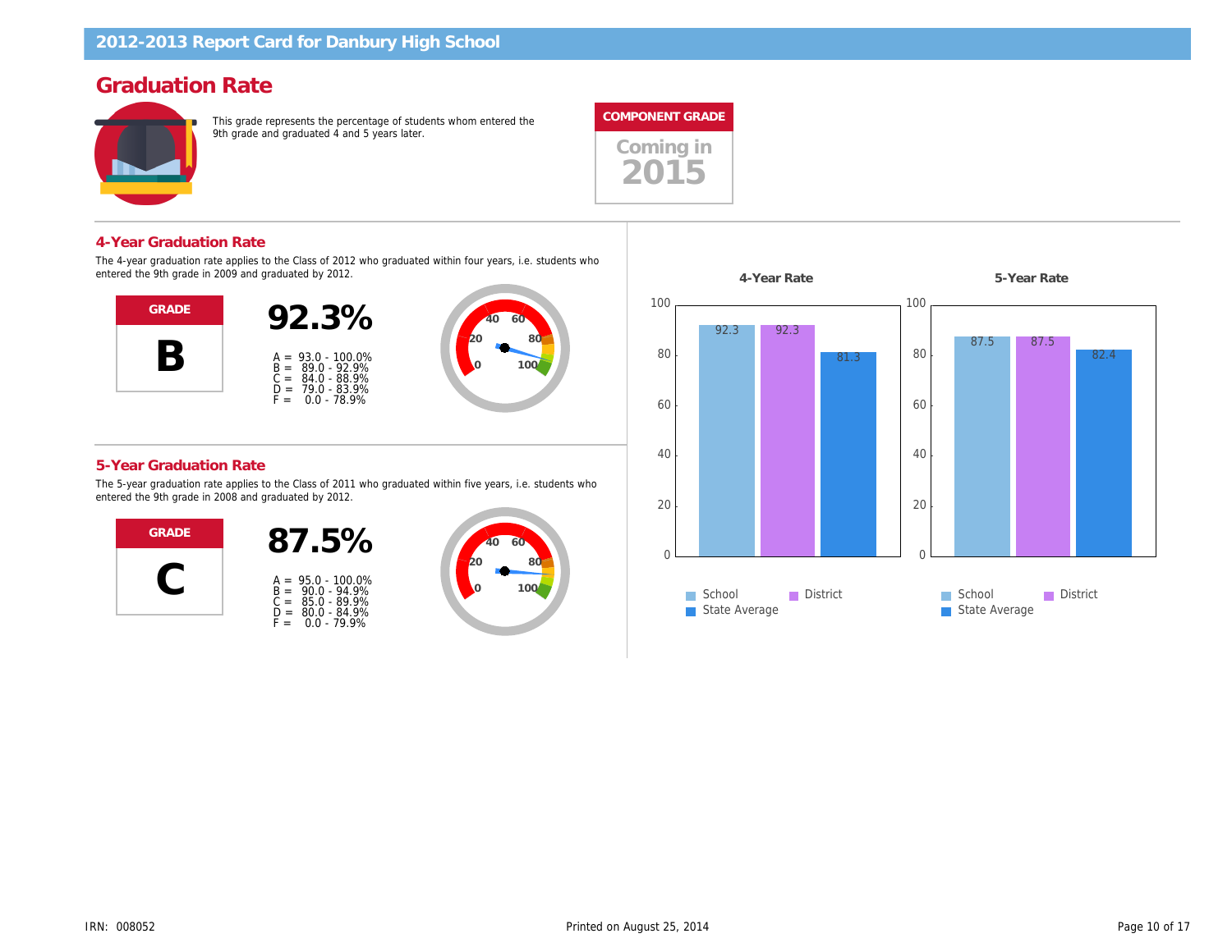## Graduation Rate

This grade represents the percentage of students whom entered the 9th grade and graduated 4 and 5 years later.

**COMPONENT GRADE**

Coming in 2015

### 4-Year Graduation Rate

The 4-year graduation rate applies to the Class of 2012 who graduated within four years, i.e. students who entered the 9th grade in 2009 and graduated by 2012.

**GRADE**

**B**

**92.3%**

A = 93.0 - 100.0%
B = 89.0 - 92.9%
C = 84.0 - 88.9%
D = 79.0 - 83.9%
F = 0.0 - 78.9%

### 5-Year Graduation Rate

The 5-year graduation rate applies to the Class of 2011 who graduated within five years, i.e. students who entered the 9th grade in 2008 and graduated by 2012.

**GRADE**

**C**

**87.5%**

A = 95.0 - 100.0%
B = 90.0 - 94.9%
C = 85.0 - 89.9%
D = 80.0 - 84.9%
F = 0.0 - 79.9%

| | 4-Year Rate | 5-Year Rate |
|---|---|---|
| School | 92.3 | 87.5 |
| District | 92.3 | 87.5 |
| State Average | 81.3 | 82.4 |

IRN: 008052

Printed on August 25, 2014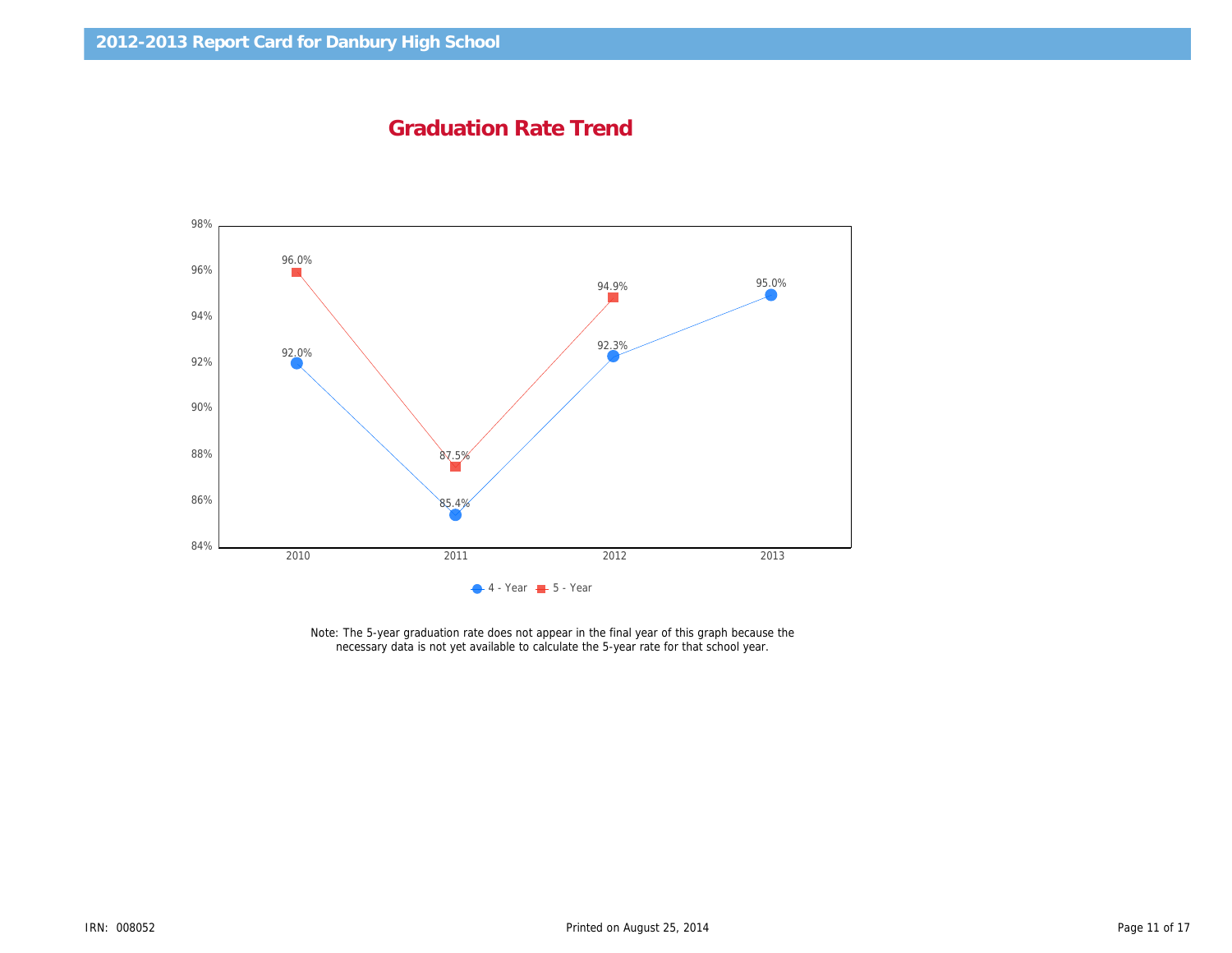## Graduation Rate Trend

| Year | 4 - Year | 5 - Year |
| --- | --- | --- |
| 2010 | 92.0% | 96.0% |
| 2011 | 85.4% | 87.5% |
| 2012 | 92.3% | 94.9% |
| 2013 | 95.0% | |

Note: The 5-year graduation rate does not appear in the final year of this graph because the necessary data is not yet available to calculate the 5-year rate for that school year.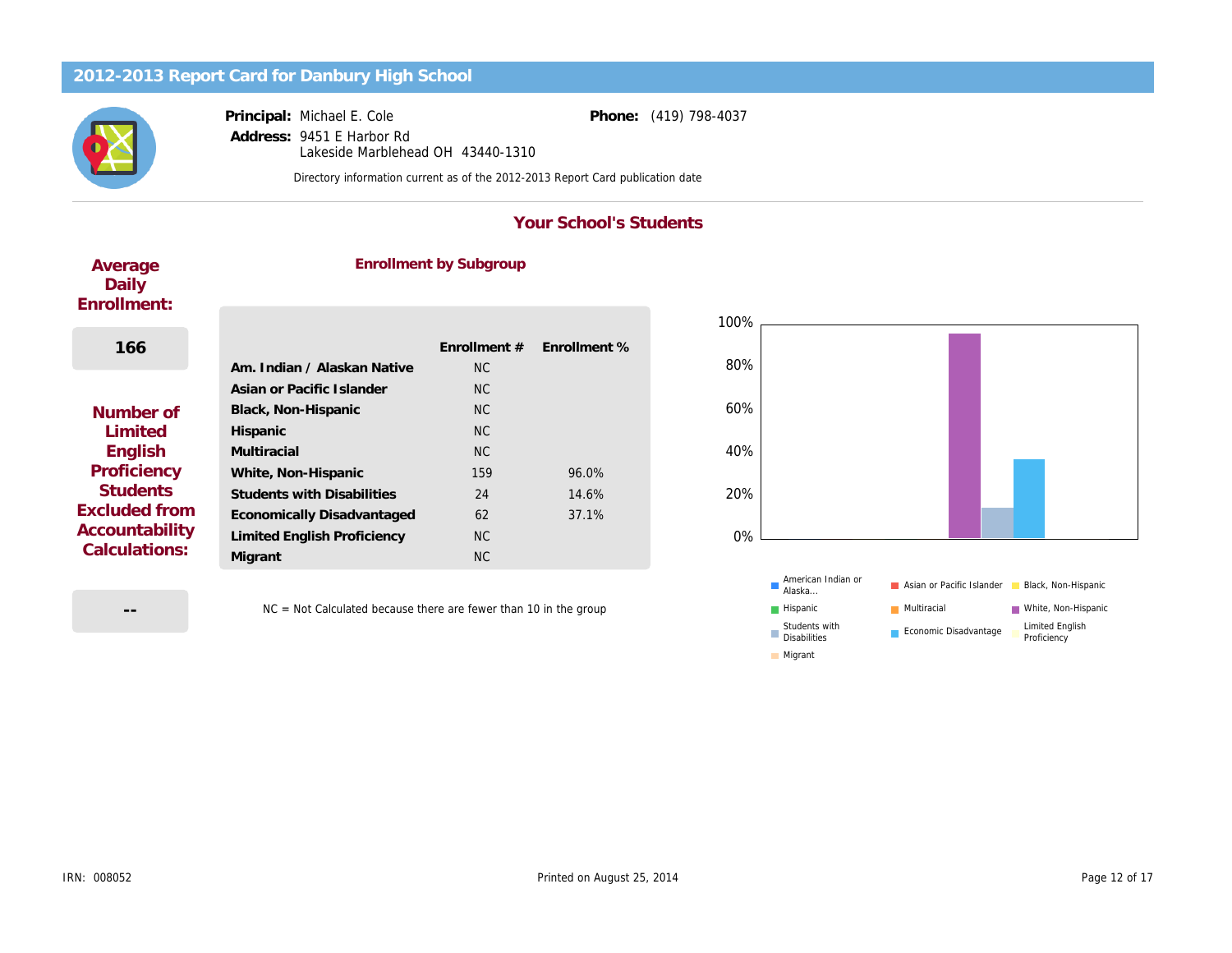## 2012-2013 Report Card for Danbury High School

**Principal:** Michael E. Cole

**Address:** 9451 E Harbor Rd
Lakeside Marblehead OH 43440-1310

**Phone:** (419) 798-4037

Directory information current as of the 2012-2013 Report Card publication date

### Your School's Students

**Average Daily Enrollment:**

166

**Number of Limited English Proficiency Students Excluded from Accountability Calculations:**

--

#### Enrollment by Subgroup

| | Enrollment # | Enrollment % |
|---|---|---|
| **Am. Indian / Alaskan Native** | NC | |
| **Asian or Pacific Islander** | NC | |
| **Black, Non-Hispanic** | NC | |
| **Hispanic** | NC | |
| **Multiracial** | NC | |
| **White, Non-Hispanic** | 159 | 96.0% |
| **Students with Disabilities** | 24 | 14.6% |
| **Economically Disadvantaged** | 62 | 37.1% |
| **Limited English Proficiency** | NC | |
| **Migrant** | NC | |

NC = Not Calculated because there are fewer than 10 in the group

IRN: 008052

Printed on August 25, 2014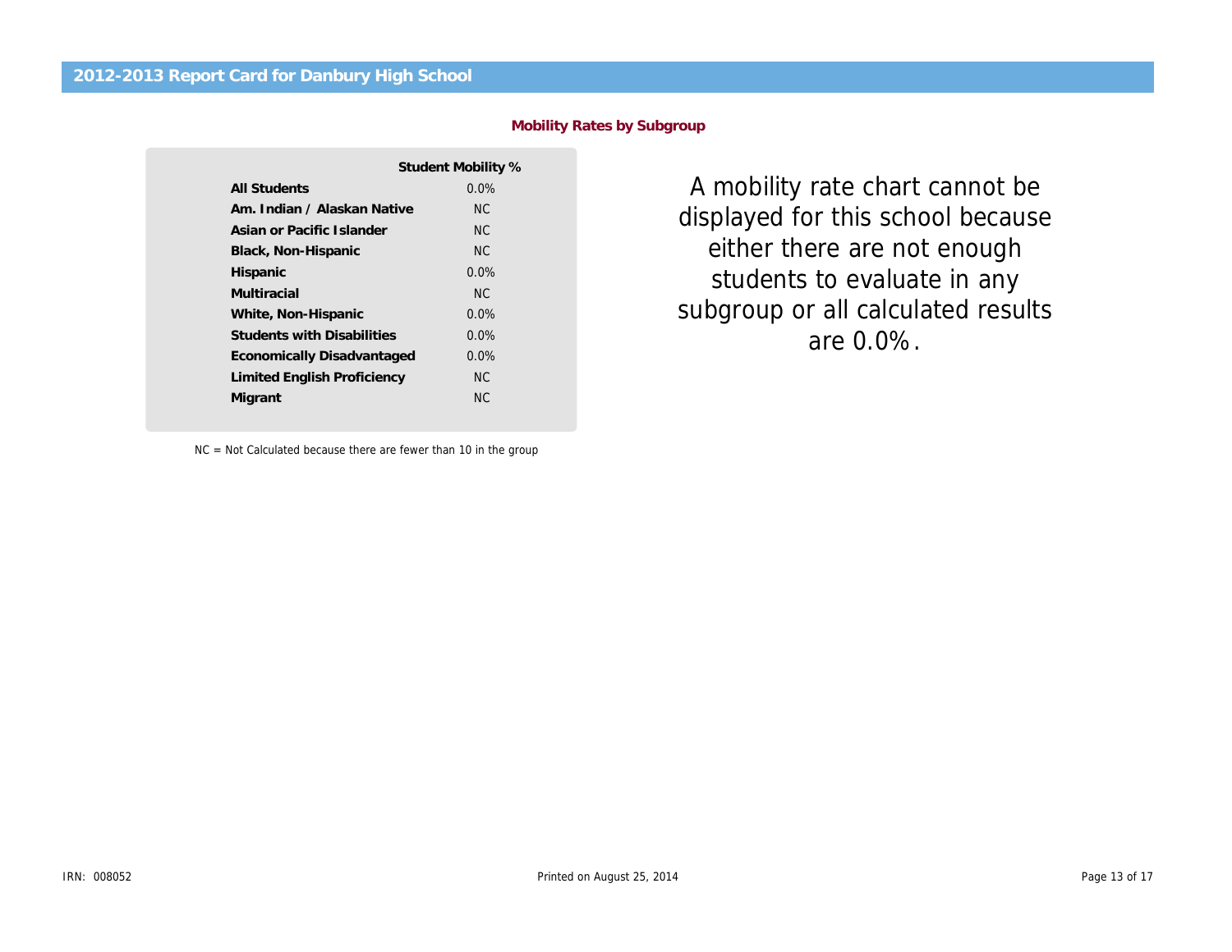## 2012-2013 Report Card for Danbury High School

### Mobility Rates by Subgroup

| | Student Mobility % |
|---|---|
| **All Students** | 0.0% |
| **Am. Indian / Alaskan Native** | NC |
| **Asian or Pacific Islander** | NC |
| **Black, Non-Hispanic** | NC |
| **Hispanic** | 0.0% |
| **Multiracial** | NC |
| **White, Non-Hispanic** | 0.0% |
| **Students with Disabilities** | 0.0% |
| **Economically Disadvantaged** | 0.0% |
| **Limited English Proficiency** | NC |
| **Migrant** | NC |

NC = Not Calculated because there are fewer than 10 in the group

A mobility rate chart cannot be displayed for this school because either there are not enough students to evaluate in any subgroup or all calculated results are 0.0%.

IRN: 008052

Printed on August 25, 2014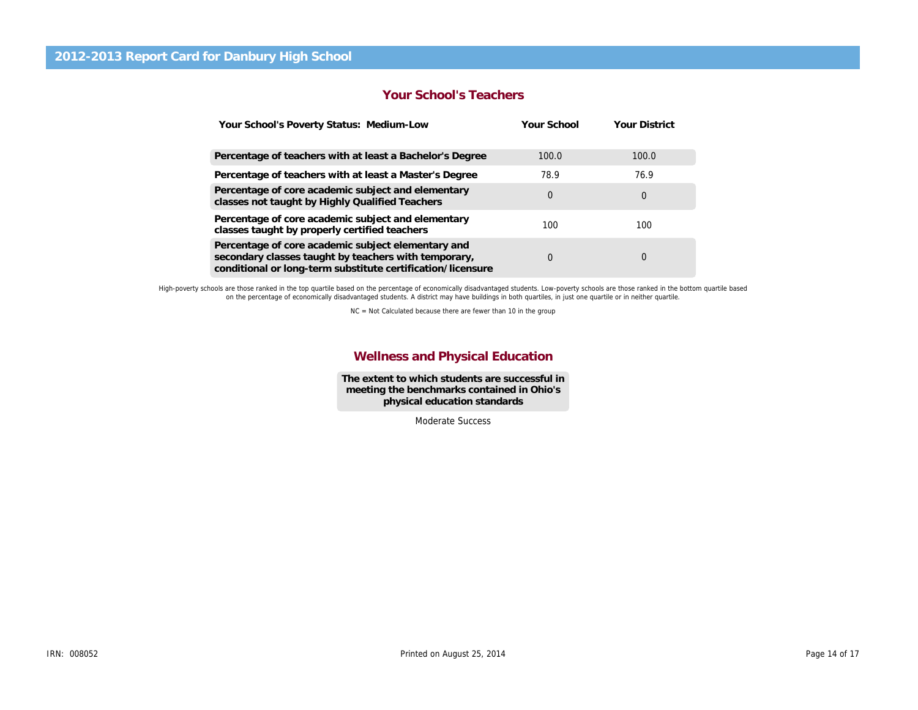# 2012-2013 Report Card for Danbury High School

## Your School's Teachers

| Your School's Poverty Status: Medium-Low | Your School | Your District |
|---|---|---|
| Percentage of teachers with at least a Bachelor's Degree | 100.0 | 100.0 |
| Percentage of teachers with at least a Master's Degree | 78.9 | 76.9 |
| Percentage of core academic subject and elementary classes not taught by Highly Qualified Teachers | 0 | 0 |
| Percentage of core academic subject and elementary classes taught by properly certified teachers | 100 | 100 |
| Percentage of core academic subject elementary and secondary classes taught by teachers with temporary, conditional or long-term substitute certification/licensure | 0 | 0 |

High-poverty schools are those ranked in the top quartile based on the percentage of economically disadvantaged students. Low-poverty schools are those ranked in the bottom quartile based on the percentage of economically disadvantaged students. A district may have buildings in both quartiles, in just one quartile or in neither quartile.

NC = Not Calculated because there are fewer than 10 in the group

## Wellness and Physical Education

| The extent to which students are successful in meeting the benchmarks contained in Ohio's physical education standards |
|---|
| Moderate Success |

IRN: 008052

Printed on August 25, 2014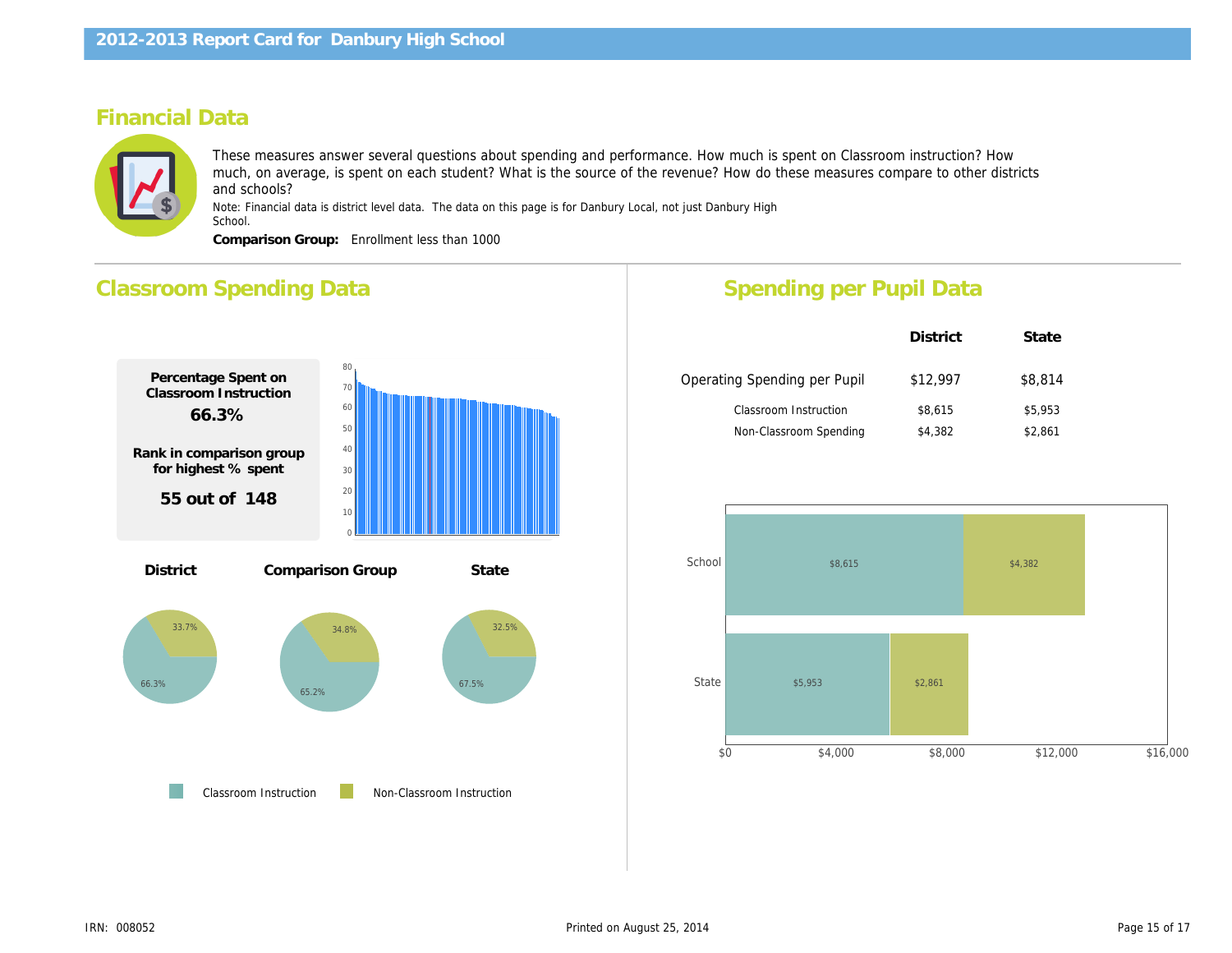# 2012-2013 Report Card for Danbury High School

## Financial Data

These measures answer several questions about spending and performance. How much is spent on Classroom instruction? How much, on average, is spent on each student? What is the source of the revenue? How do these measures compare to other districts and schools?

Note: Financial data is district level data. The data on this page is for Danbury Local, not just Danbury High School.

**Comparison Group:** Enrollment less than 1000

## Classroom Spending Data

**Percentage Spent on Classroom Instruction**

**66.3%**

**Rank in comparison group for highest % spent**

**55 out of 148**

| | District | Comparison Group | State |
|---|---|---|---|
| Classroom Instruction | 66.3% | 65.2% | 67.5% |
| Non-Classroom Instruction | 33.7% | 34.8% | 32.5% |

## Spending per Pupil Data

| | District | State |
|---|---|---|
| Operating Spending per Pupil | $12,997 | $8,814 |
| Classroom Instruction | $8,615 | $5,953 |
| Non-Classroom Spending | $4,382 | $2,861 |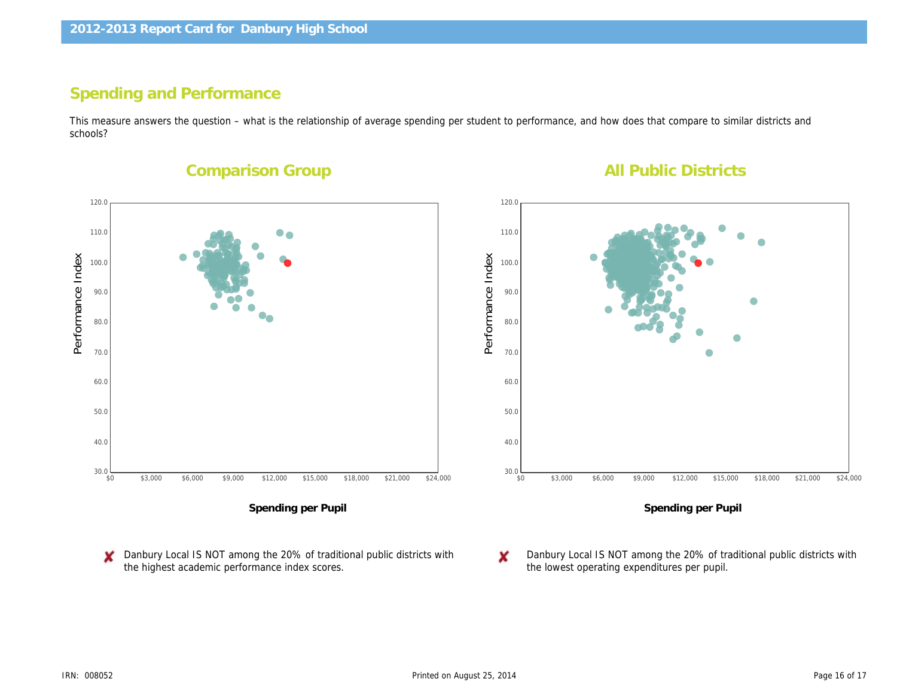## 2012-2013 Report Card for Danbury High School

## Spending and Performance

This measure answers the question – what is the relationship of average spending per student to performance, and how does that compare to similar districts and schools?

### Comparison Group

Performance Index

Spending per Pupil

### All Public Districts

Performance Index

Spending per Pupil

✘ Danbury Local IS NOT among the 20% of traditional public districts with the highest academic performance index scores.

✘ Danbury Local IS NOT among the 20% of traditional public districts with the lowest operating expenditures per pupil.

IRN: 008052

Printed on August 25, 2014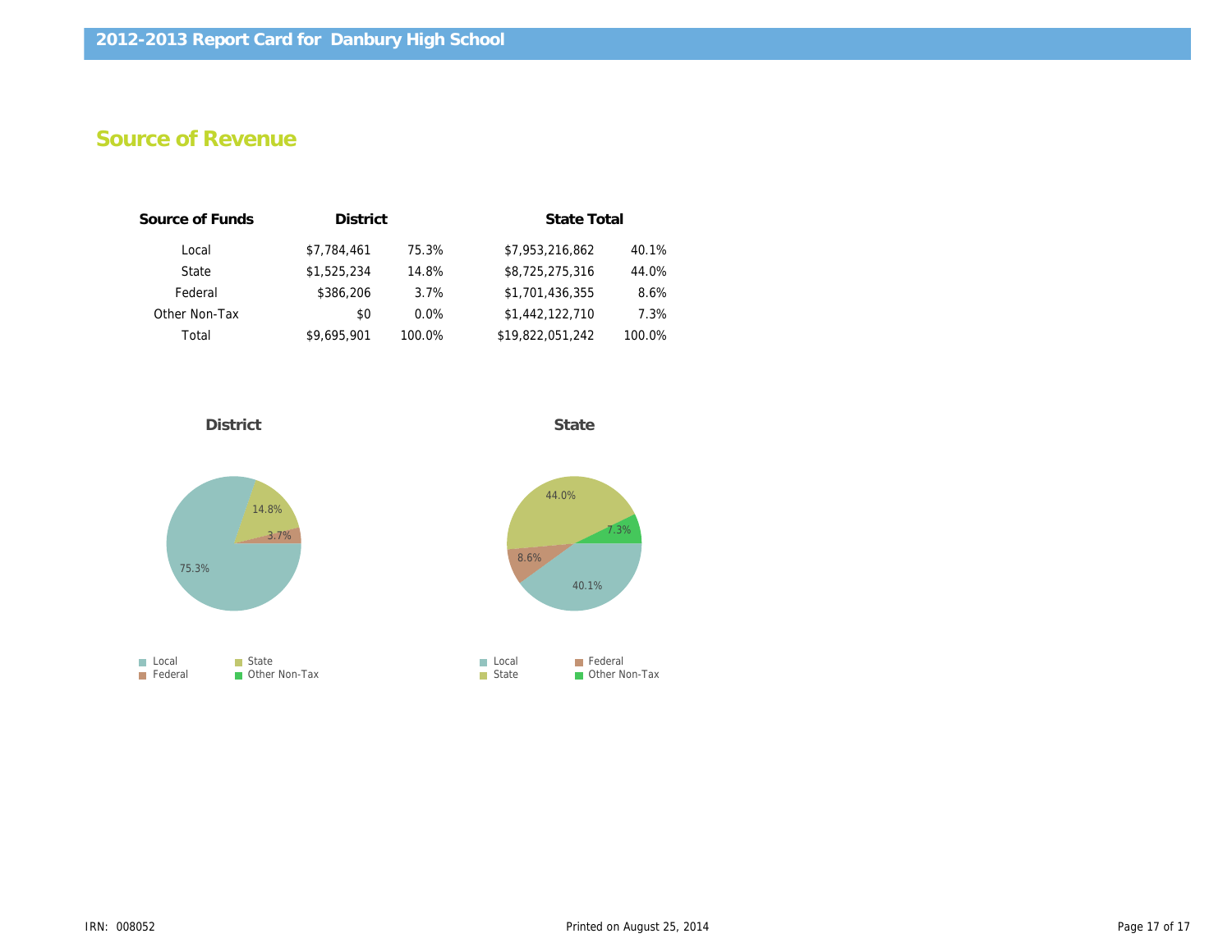# 2012-2013 Report Card for Danbury High School

## Source of Revenue

| Source of Funds | District | | State Total | |
|---|---|---|---|---|
| Local | $7,784,461 | 75.3% | $7,953,216,862 | 40.1% |
| State | $1,525,234 | 14.8% | $8,725,275,316 | 44.0% |
| Federal | $386,206 | 3.7% | $1,701,436,355 | 8.6% |
| Other Non-Tax | $0 | 0.0% | $1,442,122,710 | 7.3% |
| Total | $9,695,901 | 100.0% | $19,822,051,242 | 100.0% |

District

14.8%
3.7%
75.3%

Local
State
Federal
Other Non-Tax

State

44.0%
7.3%
8.6%
40.1%

Local
Federal
State
Other Non-Tax

IRN: 008052

Printed on August 25, 2014